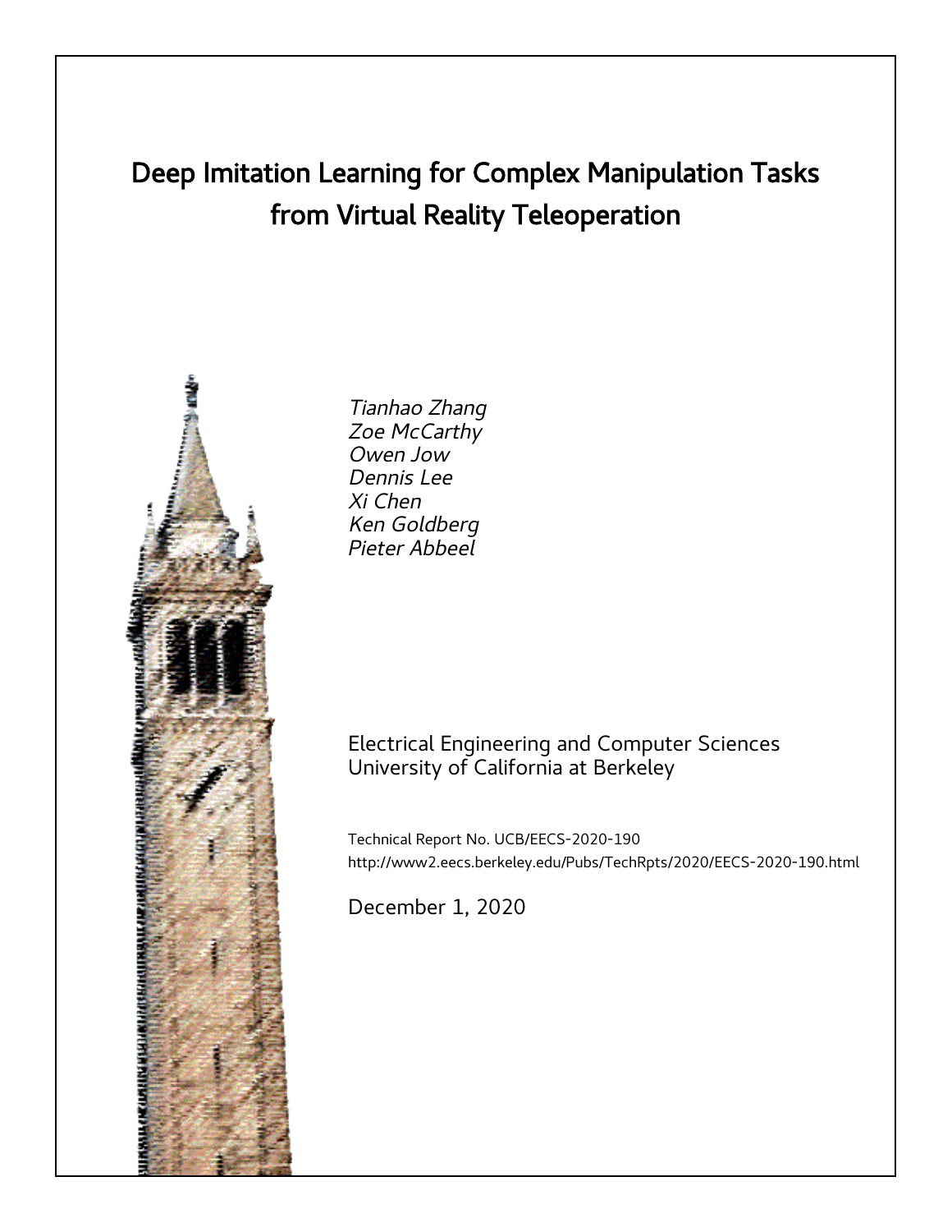# Deep Imitation Learning for Complex Manipulation Tasks from Virtual Reality Teleoperation

*Tianhao Zhang*
*Zoe McCarthy*
*Owen Jow*
*Dennis Lee*
*Xi Chen*
*Ken Goldberg*
*Pieter Abbeel*

Electrical Engineering and Computer Sciences
University of California at Berkeley

Technical Report No. UCB/EECS-2020-190
http://www2.eecs.berkeley.edu/Pubs/TechRpts/2020/EECS-2020-190.html

December 1, 2020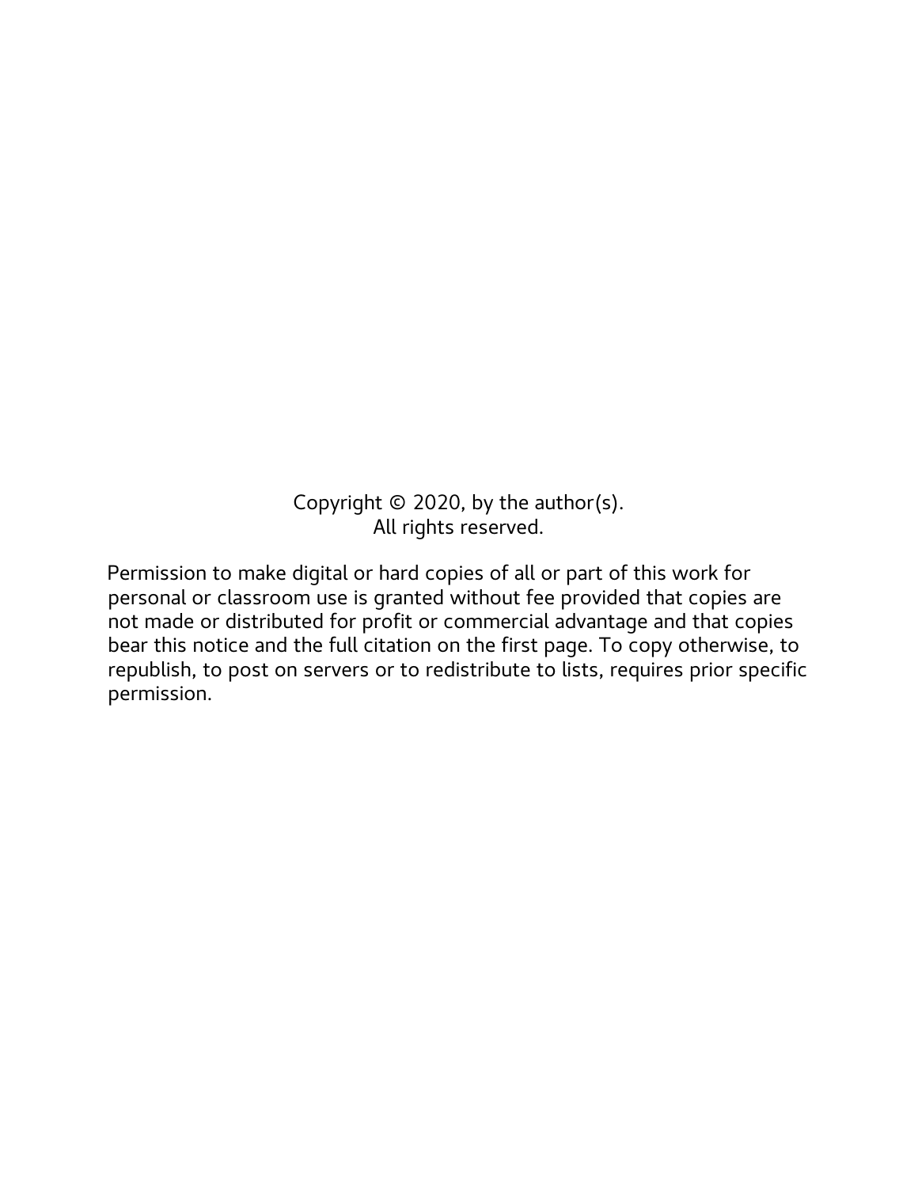Copyright © 2020, by the author(s).
All rights reserved.

Permission to make digital or hard copies of all or part of this work for personal or classroom use is granted without fee provided that copies are not made or distributed for profit or commercial advantage and that copies bear this notice and the full citation on the first page. To copy otherwise, to republish, to post on servers or to redistribute to lists, requires prior specific permission.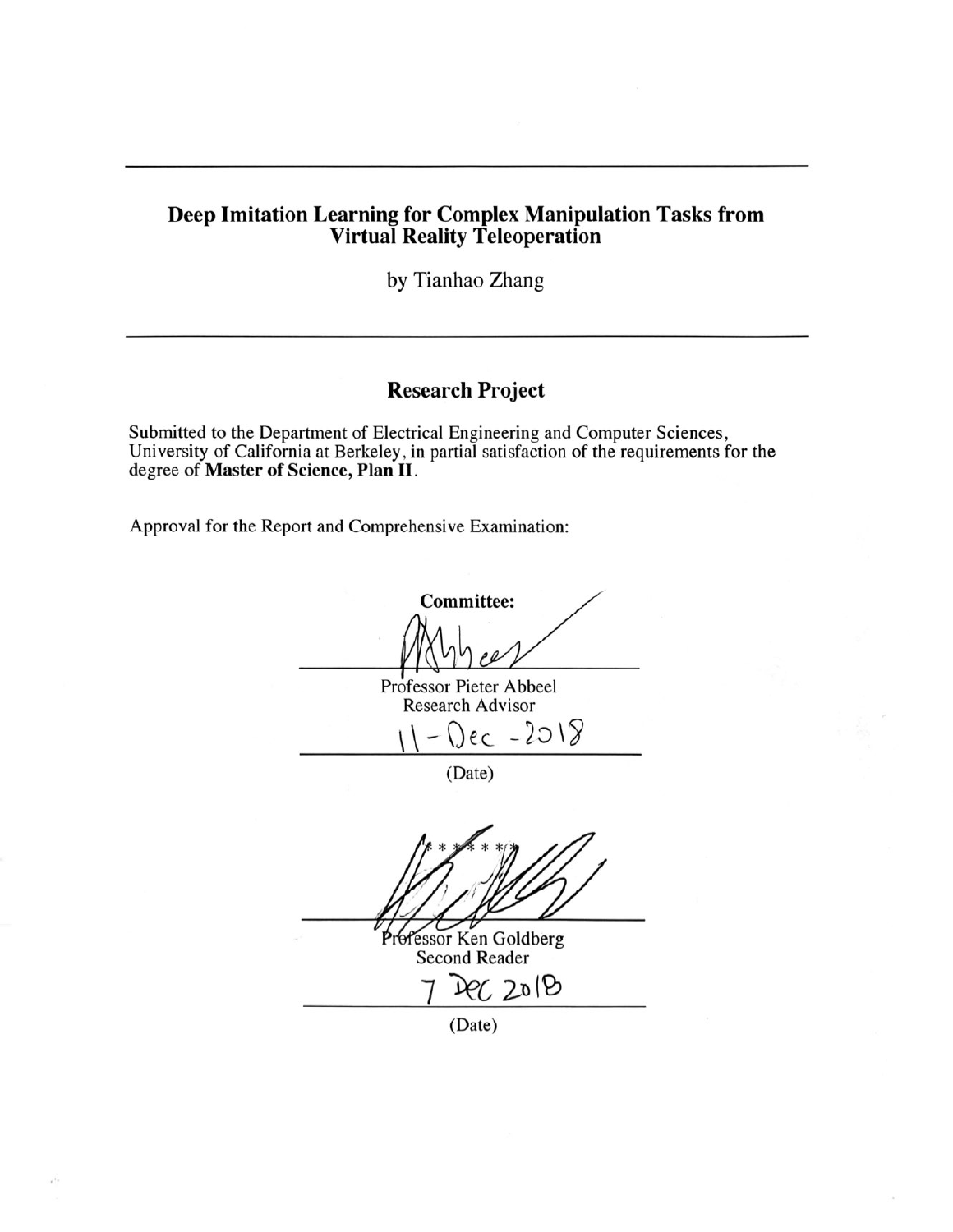# Deep Imitation Learning for Complex Manipulation Tasks from Virtual Reality Teleoperation

by Tianhao Zhang

---

## Research Project

Submitted to the Department of Electrical Engineering and Computer Sciences, University of California at Berkeley, in partial satisfaction of the requirements for the degree of **Master of Science, Plan II**.

Approval for the Report and Comprehensive Examination:

**Committee:**

Professor Pieter Abbeel
Research Advisor

11-Dec-2018

(Date)

* * * * * * *

Professor Ken Goldberg
Second Reader

7 Dec 2018

(Date)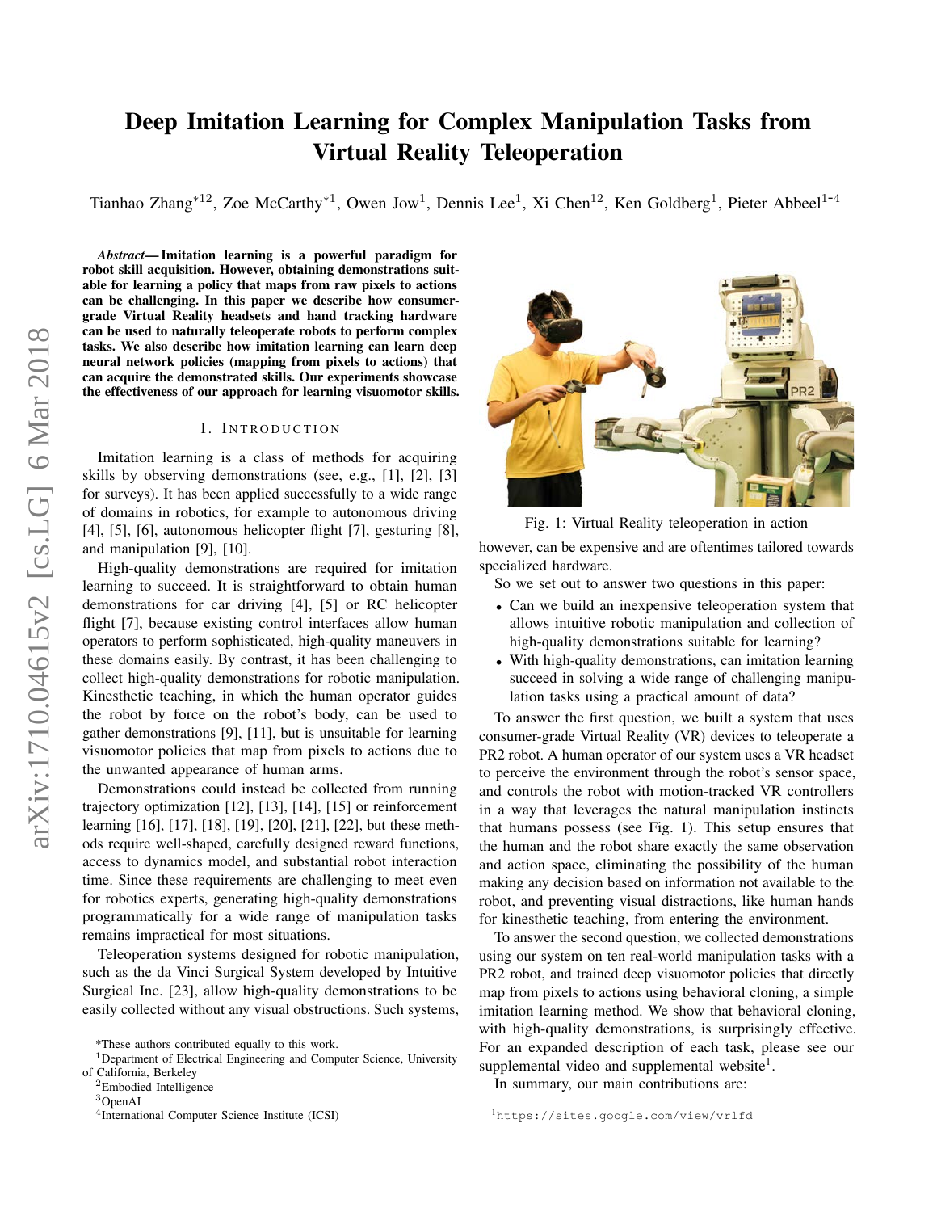# Deep Imitation Learning for Complex Manipulation Tasks from Virtual Reality Teleoperation

Tianhao Zhang*[12], Zoe McCarthy*[1], Owen Jow[1], Dennis Lee[1], Xi Chen[12], Ken Goldberg[1], Pieter Abbeel[1-4]

***Abstract*— Imitation learning is a powerful paradigm for robot skill acquisition. However, obtaining demonstrations suitable for learning a policy that maps from raw pixels to actions can be challenging. In this paper we describe how consumer-grade Virtual Reality headsets and hand tracking hardware can be used to naturally teleoperate robots to perform complex tasks. We also describe how imitation learning can learn deep neural network policies (mapping from pixels to actions) that can acquire the demonstrated skills. Our experiments showcase the effectiveness of our approach for learning visuomotor skills.**

## I. Introduction

Imitation learning is a class of methods for acquiring skills by observing demonstrations (see, e.g., [1], [2], [3] for surveys). It has been applied successfully to a wide range of domains in robotics, for example to autonomous driving [4], [5], [6], autonomous helicopter flight [7], gesturing [8], and manipulation [9], [10].

High-quality demonstrations are required for imitation learning to succeed. It is straightforward to obtain human demonstrations for car driving [4], [5] or RC helicopter flight [7], because existing control interfaces allow human operators to perform sophisticated, high-quality maneuvers in these domains easily. By contrast, it has been challenging to collect high-quality demonstrations for robotic manipulation. Kinesthetic teaching, in which the human operator guides the robot by force on the robot's body, can be used to gather demonstrations [9], [11], but is unsuitable for learning visuomotor policies that map from pixels to actions due to the unwanted appearance of human arms.

Demonstrations could instead be collected from running trajectory optimization [12], [13], [14], [15] or reinforcement learning [16], [17], [18], [19], [20], [21], [22], but these methods require well-shaped, carefully designed reward functions, access to dynamics model, and substantial robot interaction time. Since these requirements are challenging to meet even for robotics experts, generating high-quality demonstrations programmatically for a wide range of manipulation tasks remains impractical for most situations.

Teleoperation systems designed for robotic manipulation, such as the da Vinci Surgical System developed by Intuitive Surgical Inc. [23], allow high-quality demonstrations to be easily collected without any visual obstructions. Such systems, however, can be expensive and are oftentimes tailored towards specialized hardware.

Fig. 1: Virtual Reality teleoperation in action

So we set out to answer two questions in this paper:

- Can we build an inexpensive teleoperation system that allows intuitive robotic manipulation and collection of high-quality demonstrations suitable for learning?
- With high-quality demonstrations, can imitation learning succeed in solving a wide range of challenging manipulation tasks using a practical amount of data?

To answer the first question, we built a system that uses consumer-grade Virtual Reality (VR) devices to teleoperate a PR2 robot. A human operator of our system uses a VR headset to perceive the environment through the robot's sensor space, and controls the robot with motion-tracked VR controllers in a way that leverages the natural manipulation instincts that humans possess (see Fig. 1). This setup ensures that the human and the robot share exactly the same observation and action space, eliminating the possibility of the human making any decision based on information not available to the robot, and preventing visual distractions, like human hands for kinesthetic teaching, from entering the environment.

To answer the second question, we collected demonstrations using our system on ten real-world manipulation tasks with a PR2 robot, and trained deep visuomotor policies that directly map from pixels to actions using behavioral cloning, a simple imitation learning method. We show that behavioral cloning, with high-quality demonstrations, is surprisingly effective. For an expanded description of each task, please see our supplemental video and supplemental website[1].

In summary, our main contributions are:

*These authors contributed equally to this work.

[1]Department of Electrical Engineering and Computer Science, University of California, Berkeley

[2]Embodied Intelligence

[3]OpenAI

[4]International Computer Science Institute (ICSI)

[1]https://sites.google.com/view/vrlfd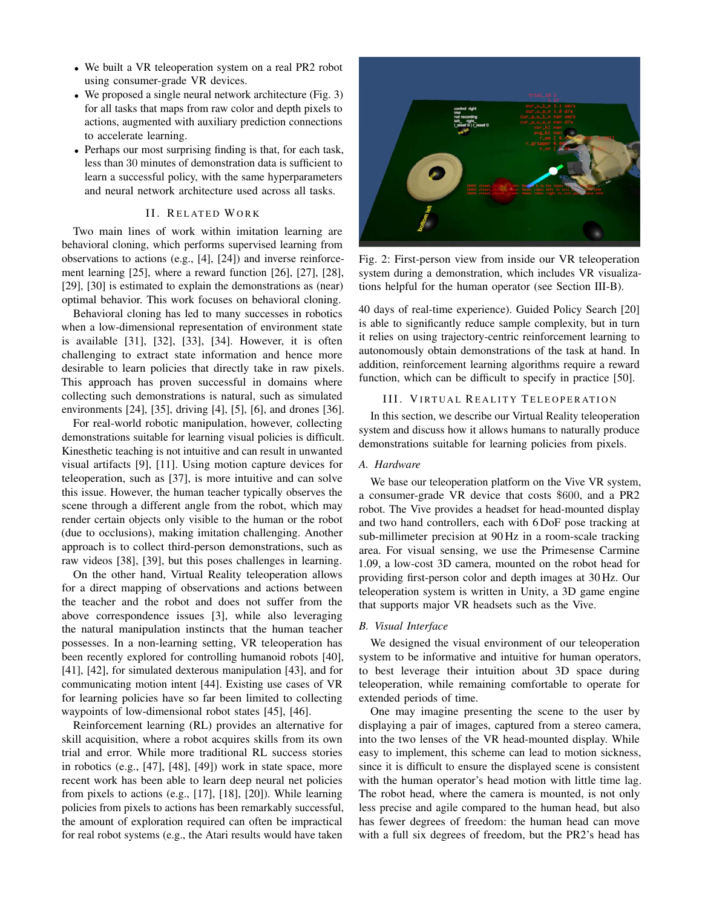- We built a VR teleoperation system on a real PR2 robot using consumer-grade VR devices.
- We proposed a single neural network architecture (Fig. 3) for all tasks that maps from raw color and depth pixels to actions, augmented with auxiliary prediction connections to accelerate learning.
- Perhaps our most surprising finding is that, for each task, less than 30 minutes of demonstration data is sufficient to learn a successful policy, with the same hyperparameters and neural network architecture used across all tasks.

## II. Related Work

Two main lines of work within imitation learning are behavioral cloning, which performs supervised learning from observations to actions (e.g., [4], [24]) and inverse reinforcement learning [25], where a reward function [26], [27], [28], [29], [30] is estimated to explain the demonstrations as (near) optimal behavior. This work focuses on behavioral cloning.

Behavioral cloning has led to many successes in robotics when a low-dimensional representation of environment state is available [31], [32], [33], [34]. However, it is often challenging to extract state information and hence more desirable to learn policies that directly take in raw pixels. This approach has proven successful in domains where collecting such demonstrations is natural, such as simulated environments [24], [35], driving [4], [5], [6], and drones [36].

For real-world robotic manipulation, however, collecting demonstrations suitable for learning visual policies is difficult. Kinesthetic teaching is not intuitive and can result in unwanted visual artifacts [9], [11]. Using motion capture devices for teleoperation, such as [37], is more intuitive and can solve this issue. However, the human teacher typically observes the scene through a different angle from the robot, which may render certain objects only visible to the human or the robot (due to occlusions), making imitation challenging. Another approach is to collect third-person demonstrations, such as raw videos [38], [39], but this poses challenges in learning.

On the other hand, Virtual Reality teleoperation allows for a direct mapping of observations and actions between the teacher and the robot and does not suffer from the above correspondence issues [3], while also leveraging the natural manipulation instincts that the human teacher possesses. In a non-learning setting, VR teleoperation has been recently explored for controlling humanoid robots [40], [41], [42], for simulated dexterous manipulation [43], and for communicating motion intent [44]. Existing use cases of VR for learning policies have so far been limited to collecting waypoints of low-dimensional robot states [45], [46].

Reinforcement learning (RL) provides an alternative for skill acquisition, where a robot acquires skills from its own trial and error. While more traditional RL success stories in robotics (e.g., [47], [48], [49]) work in state space, more recent work has been able to learn deep neural net policies from pixels to actions (e.g., [17], [18], [20]). While learning policies from pixels to actions has been remarkably successful, the amount of exploration required can often be impractical for real robot systems (e.g., the Atari results would have taken 40 days of real-time experience). Guided Policy Search [20] is able to significantly reduce sample complexity, but in turn it relies on using trajectory-centric reinforcement learning to autonomously obtain demonstrations of the task at hand. In addition, reinforcement learning algorithms require a reward function, which can be difficult to specify in practice [50].

Fig. 2: First-person view from inside our VR teleoperation system during a demonstration, which includes VR visualizations helpful for the human operator (see Section III-B).

## III. Virtual Reality Teleoperation

In this section, we describe our Virtual Reality teleoperation system and discuss how it allows humans to naturally produce demonstrations suitable for learning policies from pixels.

### A. Hardware

We base our teleoperation platform on the Vive VR system, a consumer-grade VR device that costs \$600, and a PR2 robot. The Vive provides a headset for head-mounted display and two hand controllers, each with 6 DoF pose tracking at sub-millimeter precision at 90 Hz in a room-scale tracking area. For visual sensing, we use the Primesense Carmine 1.09, a low-cost 3D camera, mounted on the robot head for providing first-person color and depth images at 30 Hz. Our teleoperation system is written in Unity, a 3D game engine that supports major VR headsets such as the Vive.

### B. Visual Interface

We designed the visual environment of our teleoperation system to be informative and intuitive for human operators, to best leverage their intuition about 3D space during teleoperation, while remaining comfortable to operate for extended periods of time.

One may imagine presenting the scene to the user by displaying a pair of images, captured from a stereo camera, into the two lenses of the VR head-mounted display. While easy to implement, this scheme can lead to motion sickness, since it is difficult to ensure the displayed scene is consistent with the human operator's head motion with little time lag. The robot head, where the camera is mounted, is not only less precise and agile compared to the human head, but also has fewer degrees of freedom: the human head can move with a full six degrees of freedom, but the PR2's head has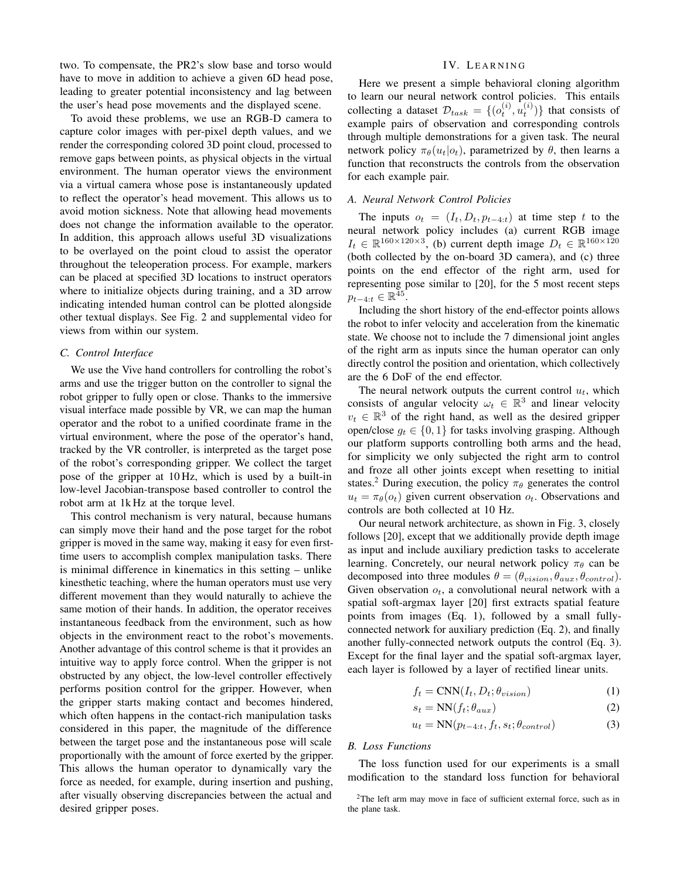two. To compensate, the PR2's slow base and torso would have to move in addition to achieve a given 6D head pose, leading to greater potential inconsistency and lag between the user's head pose movements and the displayed scene.

To avoid these problems, we use an RGB-D camera to capture color images with per-pixel depth values, and we render the corresponding colored 3D point cloud, processed to remove gaps between points, as physical objects in the virtual environment. The human operator views the environment via a virtual camera whose pose is instantaneously updated to reflect the operator's head movement. This allows us to avoid motion sickness. Note that allowing head movements does not change the information available to the operator. In addition, this approach allows useful 3D visualizations to be overlayed on the point cloud to assist the operator throughout the teleoperation process. For example, markers can be placed at specified 3D locations to instruct operators where to initialize objects during training, and a 3D arrow indicating intended human control can be plotted alongside other textual displays. See Fig. 2 and supplemental video for views from within our system.

### C. Control Interface

We use the Vive hand controllers for controlling the robot's arms and use the trigger button on the controller to signal the robot gripper to fully open or close. Thanks to the immersive visual interface made possible by VR, we can map the human operator and the robot to a unified coordinate frame in the virtual environment, where the pose of the operator's hand, tracked by the VR controller, is interpreted as the target pose of the robot's corresponding gripper. We collect the target pose of the gripper at 10 Hz, which is used by a built-in low-level Jacobian-transpose based controller to control the robot arm at 1k Hz at the torque level.

This control mechanism is very natural, because humans can simply move their hand and the pose target for the robot gripper is moved in the same way, making it easy for even first-time users to accomplish complex manipulation tasks. There is minimal difference in kinematics in this setting – unlike kinesthetic teaching, where the human operators must use very different movement than they would naturally to achieve the same motion of their hands. In addition, the operator receives instantaneous feedback from the environment, such as how objects in the environment react to the robot's movements. Another advantage of this control scheme is that it provides an intuitive way to apply force control. When the gripper is not obstructed by any object, the low-level controller effectively performs position control for the gripper. However, when the gripper starts making contact and becomes hindered, which often happens in the contact-rich manipulation tasks considered in this paper, the magnitude of the difference between the target pose and the instantaneous pose will scale proportionally with the amount of force exerted by the gripper. This allows the human operator to dynamically vary the force as needed, for example, during insertion and pushing, after visually observing discrepancies between the actual and desired gripper poses.

## IV. LEARNING

Here we present a simple behavioral cloning algorithm to learn our neural network control policies. This entails collecting a dataset $\mathcal{D}_{task} = \{(o_t^{(i)}, u_t^{(i)})\}$ that consists of example pairs of observation and corresponding controls through multiple demonstrations for a given task. The neural network policy $\pi_\theta(u_t|o_t)$, parametrized by $\theta$, then learns a function that reconstructs the controls from the observation for each example pair.

### A. Neural Network Control Policies

The inputs $o_t = (I_t, D_t, p_{t-4:t})$ at time step $t$ to the neural network policy includes (a) current RGB image $I_t \in \mathbb{R}^{160\times120\times3}$, (b) current depth image $D_t \in \mathbb{R}^{160\times120}$ (both collected by the on-board 3D camera), and (c) three points on the end effector of the right arm, used for representing pose similar to [20], for the 5 most recent steps $p_{t-4:t} \in \mathbb{R}^{45}$.

Including the short history of the end-effector points allows the robot to infer velocity and acceleration from the kinematic state. We choose not to include the 7 dimensional joint angles of the right arm as inputs since the human operator can only directly control the position and orientation, which collectively are the 6 DoF of the end effector.

The neural network outputs the current control $u_t$, which consists of angular velocity $\omega_t \in \mathbb{R}^3$ and linear velocity $v_t \in \mathbb{R}^3$ of the right hand, as well as the desired gripper open/close $g_t \in \{0, 1\}$ for tasks involving grasping. Although our platform supports controlling both arms and the head, for simplicity we only subjected the right arm to control and froze all other joints except when resetting to initial states.[2] During execution, the policy $\pi_\theta$ generates the control $u_t = \pi_\theta(o_t)$ given current observation $o_t$. Observations and controls are both collected at 10 Hz.

Our neural network architecture, as shown in Fig. 3, closely follows [20], except that we additionally provide depth image as input and include auxiliary prediction tasks to accelerate learning. Concretely, our neural network policy $\pi_\theta$ can be decomposed into three modules $\theta = (\theta_{vision}, \theta_{aux}, \theta_{control})$. Given observation $o_t$, a convolutional neural network with a spatial soft-argmax layer [20] first extracts spatial feature points from images (Eq. 1), followed by a small fully-connected network for auxiliary prediction (Eq. 2), and finally another fully-connected network outputs the control (Eq. 3). Except for the final layer and the spatial soft-argmax layer, each layer is followed by a layer of rectified linear units.

$$f_t = \text{CNN}(I_t, D_t; \theta_{vision}) \quad (1)$$

$$s_t = \text{NN}(f_t; \theta_{aux}) \quad (2)$$

$$u_t = \text{NN}(p_{t-4:t}, f_t, s_t; \theta_{control}) \quad (3)$$

### B. Loss Functions

The loss function used for our experiments is a small modification to the standard loss function for behavioral

[2]The left arm may move in face of sufficient external force, such as in the plane task.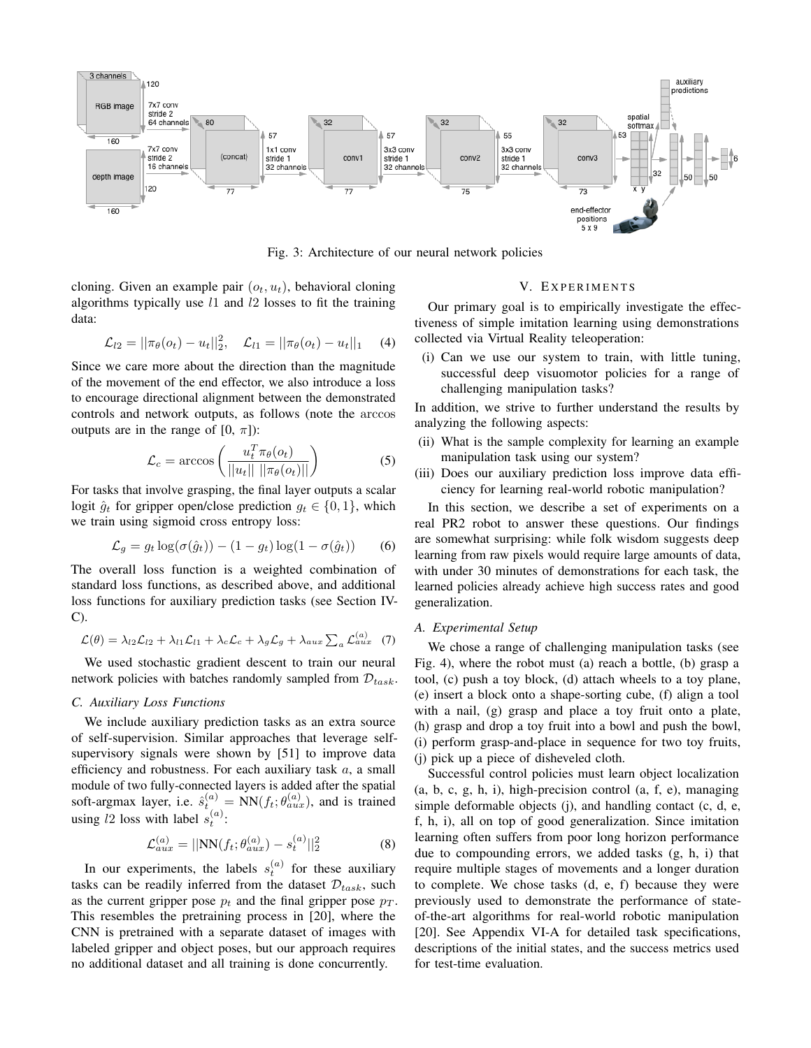Fig. 3: Architecture of our neural network policies

cloning. Given an example pair $(o_t, u_t)$, behavioral cloning algorithms typically use $l1$ and $l2$ losses to fit the training data:

$$\mathcal{L}_{l2} = ||\pi_\theta(o_t) - u_t||_2^2, \quad \mathcal{L}_{l1} = ||\pi_\theta(o_t) - u_t||_1 \quad (4)$$

Since we care more about the direction than the magnitude of the movement of the end effector, we also introduce a loss to encourage directional alignment between the demonstrated controls and network outputs, as follows (note the arccos outputs are in the range of [0, $\pi$]):

$$\mathcal{L}_c = \arccos\left(\frac{u_t^T \pi_\theta(o_t)}{||u_t|| \; ||\pi_\theta(o_t)||}\right) \quad (5)$$

For tasks that involve grasping, the final layer outputs a scalar logit $\hat{g}_t$ for gripper open/close prediction $g_t \in \{0, 1\}$, which we train using sigmoid cross entropy loss:

$$\mathcal{L}_g = g_t \log(\sigma(\hat{g}_t)) - (1 - g_t) \log(1 - \sigma(\hat{g}_t)) \quad (6)$$

The overall loss function is a weighted combination of standard loss functions, as described above, and additional loss functions for auxiliary prediction tasks (see Section IV-C).

$$\mathcal{L}(\theta) = \lambda_{l2}\mathcal{L}_{l2} + \lambda_{l1}\mathcal{L}_{l1} + \lambda_c\mathcal{L}_c + \lambda_g\mathcal{L}_g + \lambda_{aux}\sum_a \mathcal{L}_{aux}^{(a)} \quad (7)$$

We used stochastic gradient descent to train our neural network policies with batches randomly sampled from $\mathcal{D}_{task}$.

### C. Auxiliary Loss Functions

We include auxiliary prediction tasks as an extra source of self-supervision. Similar approaches that leverage self-supervisory signals were shown by [51] to improve data efficiency and robustness. For each auxiliary task $a$, a small module of two fully-connected layers is added after the spatial soft-argmax layer, i.e. $\hat{s}_t^{(a)} = \text{NN}(f_t; \theta_{aux}^{(a)})$, and is trained using $l2$ loss with label $s_t^{(a)}$:

$$\mathcal{L}_{aux}^{(a)} = ||\text{NN}(f_t; \theta_{aux}^{(a)}) - s_t^{(a)}||_2^2 \quad (8)$$

In our experiments, the labels $s_t^{(a)}$ for these auxiliary tasks can be readily inferred from the dataset $\mathcal{D}_{task}$, such as the current gripper pose $p_t$ and the final gripper pose $p_T$. This resembles the pretraining process in [20], where the CNN is pretrained with a separate dataset of images with labeled gripper and object poses, but our approach requires no additional dataset and all training is done concurrently.

## V. Experiments

Our primary goal is to empirically investigate the effectiveness of simple imitation learning using demonstrations collected via Virtual Reality teleoperation:

(i) Can we use our system to train, with little tuning, successful deep visuomotor policies for a range of challenging manipulation tasks?

In addition, we strive to further understand the results by analyzing the following aspects:

(ii) What is the sample complexity for learning an example manipulation task using our system?

(iii) Does our auxiliary prediction loss improve data efficiency for learning real-world robotic manipulation?

In this section, we describe a set of experiments on a real PR2 robot to answer these questions. Our findings are somewhat surprising: while folk wisdom suggests deep learning from raw pixels would require large amounts of data, with under 30 minutes of demonstrations for each task, the learned policies already achieve high success rates and good generalization.

### A. Experimental Setup

We chose a range of challenging manipulation tasks (see Fig. 4), where the robot must (a) reach a bottle, (b) grasp a tool, (c) push a toy block, (d) attach wheels to a toy plane, (e) insert a block onto a shape-sorting cube, (f) align a tool with a nail, (g) grasp and place a toy fruit onto a plate, (h) grasp and drop a toy fruit into a bowl and push the bowl, (i) perform grasp-and-place in sequence for two toy fruits, (j) pick up a piece of disheveled cloth.

Successful control policies must learn object localization (a, b, c, g, h, i), high-precision control (a, f, e), managing simple deformable objects (j), and handling contact (c, d, e, f, h, i), all on top of good generalization. Since imitation learning often suffers from poor long horizon performance due to compounding errors, we added tasks (g, h, i) that require multiple stages of movements and a longer duration to complete. We chose tasks (d, e, f) because they were previously used to demonstrate the performance of state-of-the-art algorithms for real-world robotic manipulation [20]. See Appendix VI-A for detailed task specifications, descriptions of the initial states, and the success metrics used for test-time evaluation.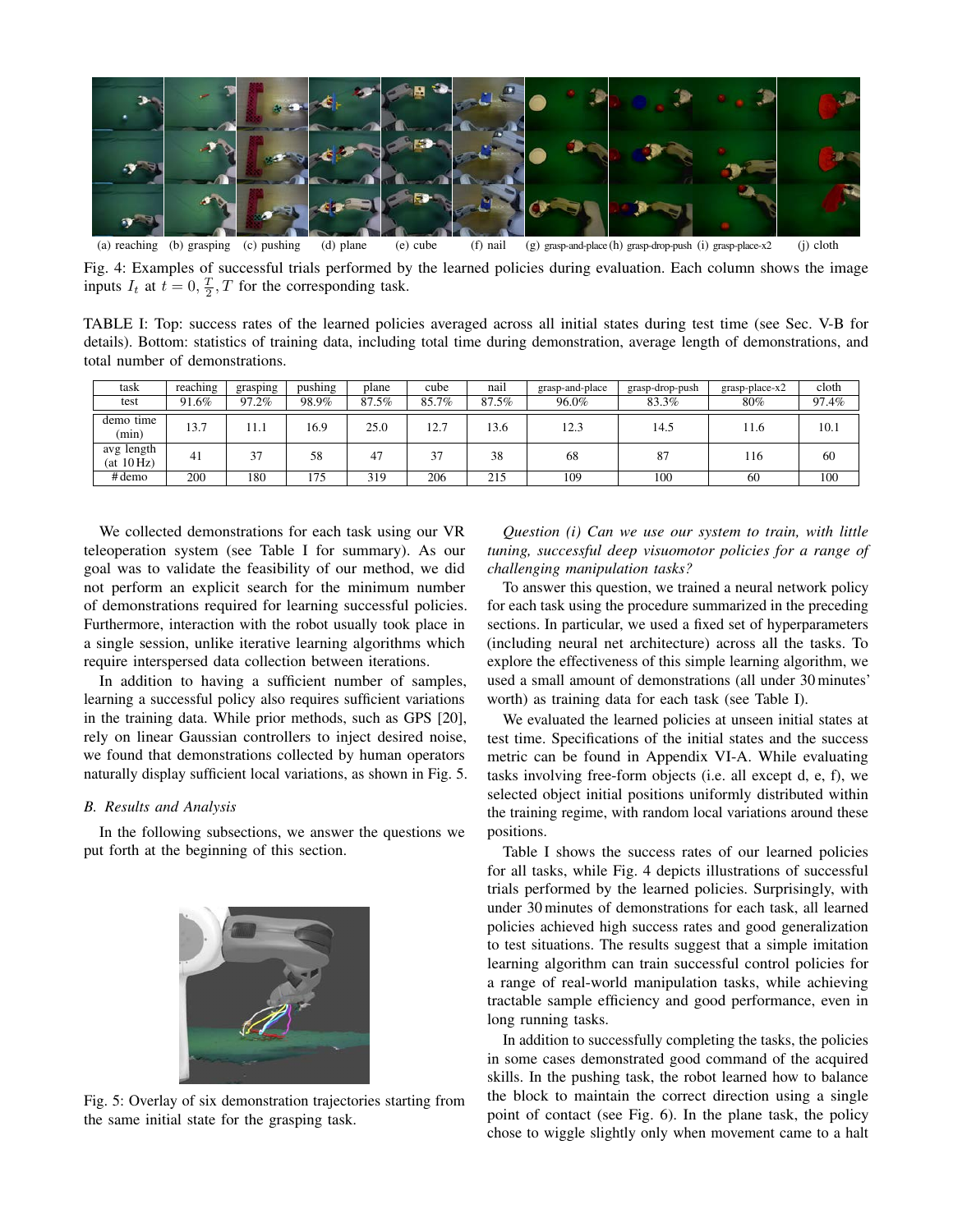(a) reaching (b) grasping (c) pushing (d) plane (e) cube (f) nail (g) grasp-and-place (h) grasp-drop-push (i) grasp-place-x2 (j) cloth

Fig. 4: Examples of successful trials performed by the learned policies during evaluation. Each column shows the image inputs $I_t$ at $t = 0, \frac{T}{2}, T$ for the corresponding task.

TABLE I: Top: success rates of the learned policies averaged across all initial states during test time (see Sec. V-B for details). Bottom: statistics of training data, including total time during demonstration, average length of demonstrations, and total number of demonstrations.

| task | reaching | grasping | pushing | plane | cube | nail | grasp-and-place | grasp-drop-push | grasp-place-x2 | cloth |
|---|---|---|---|---|---|---|---|---|---|---|
| test | 91.6% | 97.2% | 98.9% | 87.5% | 85.7% | 87.5% | 96.0% | 83.3% | 80% | 97.4% |
| demo time (min) | 13.7 | 11.1 | 16.9 | 25.0 | 12.7 | 13.6 | 12.3 | 14.5 | 11.6 | 10.1 |
| avg length (at 10 Hz) | 41 | 37 | 58 | 47 | 37 | 38 | 68 | 87 | 116 | 60 |
| #demo | 200 | 180 | 175 | 319 | 206 | 215 | 109 | 100 | 60 | 100 |

We collected demonstrations for each task using our VR teleoperation system (see Table I for summary). As our goal was to validate the feasibility of our method, we did not perform an explicit search for the minimum number of demonstrations required for learning successful policies. Furthermore, interaction with the robot usually took place in a single session, unlike iterative learning algorithms which require interspersed data collection between iterations.

In addition to having a sufficient number of samples, learning a successful policy also requires sufficient variations in the training data. While prior methods, such as GPS [20], rely on linear Gaussian controllers to inject desired noise, we found that demonstrations collected by human operators naturally display sufficient local variations, as shown in Fig. 5.

### B. Results and Analysis

In the following subsections, we answer the questions we put forth at the beginning of this section.

Fig. 5: Overlay of six demonstration trajectories starting from the same initial state for the grasping task.

*Question (i) Can we use our system to train, with little tuning, successful deep visuomotor policies for a range of challenging manipulation tasks?*

To answer this question, we trained a neural network policy for each task using the procedure summarized in the preceding sections. In particular, we used a fixed set of hyperparameters (including neural net architecture) across all the tasks. To explore the effectiveness of this simple learning algorithm, we used a small amount of demonstrations (all under 30 minutes' worth) as training data for each task (see Table I).

We evaluated the learned policies at unseen initial states at test time. Specifications of the initial states and the success metric can be found in Appendix VI-A. While evaluating tasks involving free-form objects (i.e. all except d, e, f), we selected object initial positions uniformly distributed within the training regime, with random local variations around these positions.

Table I shows the success rates of our learned policies for all tasks, while Fig. 4 depicts illustrations of successful trials performed by the learned policies. Surprisingly, with under 30 minutes of demonstrations for each task, all learned policies achieved high success rates and good generalization to test situations. The results suggest that a simple imitation learning algorithm can train successful control policies for a range of real-world manipulation tasks, while achieving tractable sample efficiency and good performance, even in long running tasks.

In addition to successfully completing the tasks, the policies in some cases demonstrated good command of the acquired skills. In the pushing task, the robot learned how to balance the block to maintain the correct direction using a single point of contact (see Fig. 6). In the plane task, the policy chose to wiggle slightly only when movement came to a halt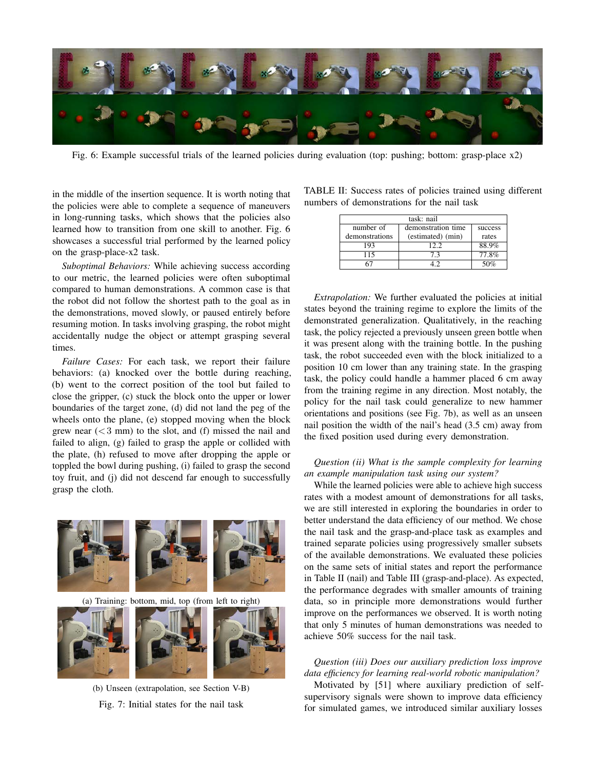Fig. 6: Example successful trials of the learned policies during evaluation (top: pushing; bottom: grasp-place x2)

in the middle of the insertion sequence. It is worth noting that the policies were able to complete a sequence of maneuvers in long-running tasks, which shows that the policies also learned how to transition from one skill to another. Fig. 6 showcases a successful trial performed by the learned policy on the grasp-place-x2 task.

*Suboptimal Behaviors:* While achieving success according to our metric, the learned policies were often suboptimal compared to human demonstrations. A common case is that the robot did not follow the shortest path to the goal as in the demonstrations, moved slowly, or paused entirely before resuming motion. In tasks involving grasping, the robot might accidentally nudge the object or attempt grasping several times.

*Failure Cases:* For each task, we report their failure behaviors: (a) knocked over the bottle during reaching, (b) went to the correct position of the tool but failed to close the gripper, (c) stuck the block onto the upper or lower boundaries of the target zone, (d) did not land the peg of the wheels onto the plane, (e) stopped moving when the block grew near ($<3$ mm) to the slot, and (f) missed the nail and failed to align, (g) failed to grasp the apple or collided with the plate, (h) refused to move after dropping the apple or toppled the bowl during pushing, (i) failed to grasp the second toy fruit, and (j) did not descend far enough to successfully grasp the cloth.

(a) Training: bottom, mid, top (from left to right)

(b) Unseen (extrapolation, see Section V-B)

Fig. 7: Initial states for the nail task

TABLE II: Success rates of policies trained using different numbers of demonstrations for the nail task

| task: nail | | |
|---|---|---|
| number of demonstrations | demonstration time (estimated) (min) | success rates |
| 193 | 12.2 | 88.9% |
| 115 | 7.3 | 77.8% |
| 67 | 4.2 | 50% |

*Extrapolation:* We further evaluated the policies at initial states beyond the training regime to explore the limits of the demonstrated generalization. Qualitatively, in the reaching task, the policy rejected a previously unseen green bottle when it was present along with the training bottle. In the pushing task, the robot succeeded even with the block initialized to a position 10 cm lower than any training state. In the grasping task, the policy could handle a hammer placed 6 cm away from the training regime in any direction. Most notably, the policy for the nail task could generalize to new hammer orientations and positions (see Fig. 7b), as well as an unseen nail position the width of the nail's head (3.5 cm) away from the fixed position used during every demonstration.

*Question (ii) What is the sample complexity for learning an example manipulation task using our system?*

While the learned policies were able to achieve high success rates with a modest amount of demonstrations for all tasks, we are still interested in exploring the boundaries in order to better understand the data efficiency of our method. We chose the nail task and the grasp-and-place task as examples and trained separate policies using progressively smaller subsets of the available demonstrations. We evaluated these policies on the same sets of initial states and report the performance in Table II (nail) and Table III (grasp-and-place). As expected, the performance degrades with smaller amounts of training data, so in principle more demonstrations would further improve on the performances we observed. It is worth noting that only 5 minutes of human demonstrations was needed to achieve 50% success for the nail task.

*Question (iii) Does our auxiliary prediction loss improve data efficiency for learning real-world robotic manipulation?*

Motivated by [51] where auxiliary prediction of self-supervisory signals were shown to improve data efficiency for simulated games, we introduced similar auxiliary losses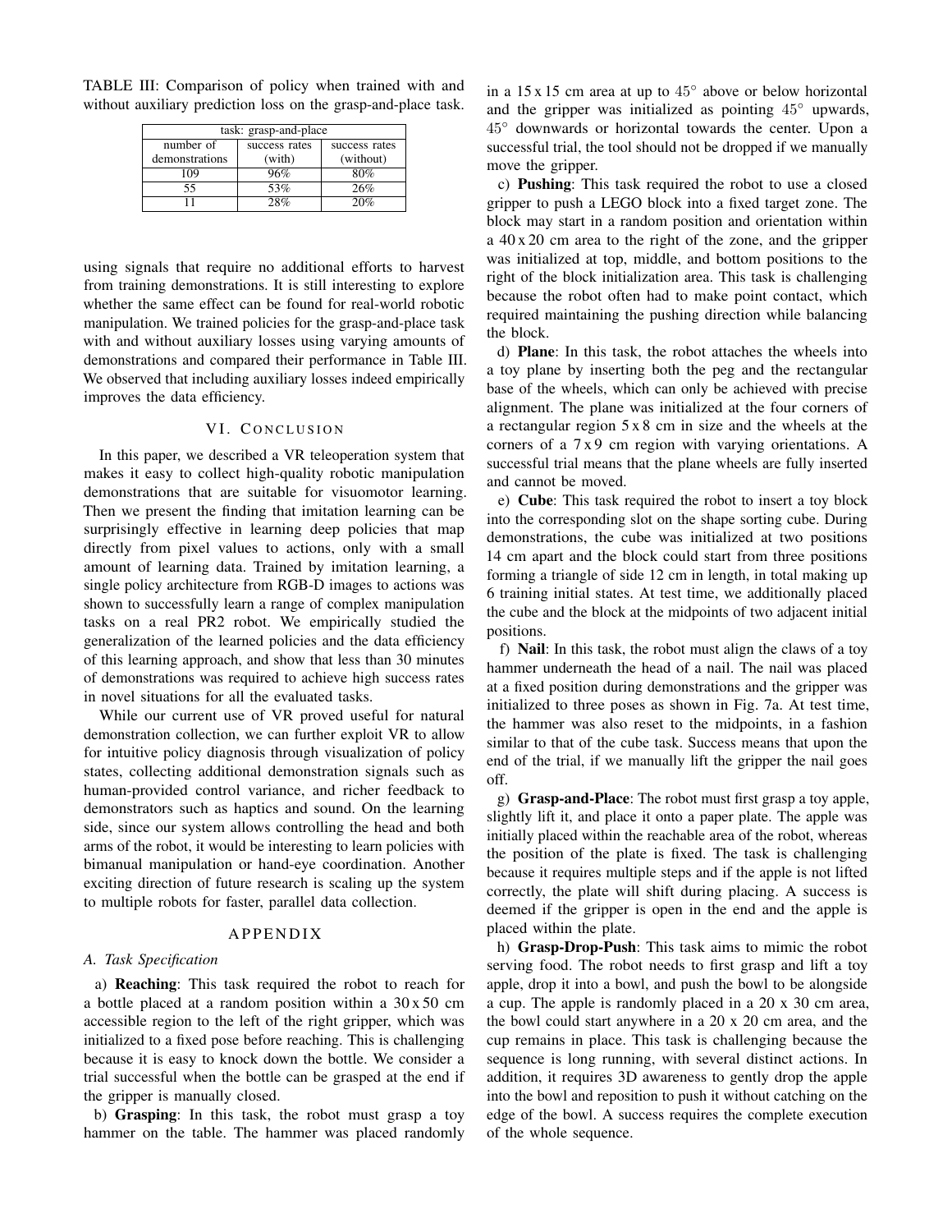TABLE III: Comparison of policy when trained with and without auxiliary prediction loss on the grasp-and-place task.

| task: grasp-and-place | | |
|---|---|---|
| number of demonstrations | success rates (with) | success rates (without) |
| 109 | 96% | 80% |
| 55 | 53% | 26% |
| 11 | 28% | 20% |

using signals that require no additional efforts to harvest from training demonstrations. It is still interesting to explore whether the same effect can be found for real-world robotic manipulation. We trained policies for the grasp-and-place task with and without auxiliary losses using varying amounts of demonstrations and compared their performance in Table III. We observed that including auxiliary losses indeed empirically improves the data efficiency.

## VI. Conclusion

In this paper, we described a VR teleoperation system that makes it easy to collect high-quality robotic manipulation demonstrations that are suitable for visuomotor learning. Then we present the finding that imitation learning can be surprisingly effective in learning deep policies that map directly from pixel values to actions, only with a small amount of learning data. Trained by imitation learning, a single policy architecture from RGB-D images to actions was shown to successfully learn a range of complex manipulation tasks on a real PR2 robot. We empirically studied the generalization of the learned policies and the data efficiency of this learning approach, and show that less than 30 minutes of demonstrations was required to achieve high success rates in novel situations for all the evaluated tasks.

While our current use of VR proved useful for natural demonstration collection, we can further exploit VR to allow for intuitive policy diagnosis through visualization of policy states, collecting additional demonstration signals such as human-provided control variance, and richer feedback to demonstrators such as haptics and sound. On the learning side, since our system allows controlling the head and both arms of the robot, it would be interesting to learn policies with bimanual manipulation or hand-eye coordination. Another exciting direction of future research is scaling up the system to multiple robots for faster, parallel data collection.

## Appendix

### A. Task Specification

a) **Reaching**: This task required the robot to reach for a bottle placed at a random position within a 30 x 50 cm accessible region to the left of the right gripper, which was initialized to a fixed pose before reaching. This is challenging because it is easy to knock down the bottle. We consider a trial successful when the bottle can be grasped at the end if the gripper is manually closed.

b) **Grasping**: In this task, the robot must grasp a toy hammer on the table. The hammer was placed randomly in a 15 x 15 cm area at up to $45^{\circ}$ above or below horizontal and the gripper was initialized as pointing $45^{\circ}$ upwards, $45^{\circ}$ downwards or horizontal towards the center. Upon a successful trial, the tool should not be dropped if we manually move the gripper.

c) **Pushing**: This task required the robot to use a closed gripper to push a LEGO block into a fixed target zone. The block may start in a random position and orientation within a 40 x 20 cm area to the right of the zone, and the gripper was initialized at top, middle, and bottom positions to the right of the block initialization area. This task is challenging because the robot often had to make point contact, which required maintaining the pushing direction while balancing the block.

d) **Plane**: In this task, the robot attaches the wheels into a toy plane by inserting both the peg and the rectangular base of the wheels, which can only be achieved with precise alignment. The plane was initialized at the four corners of a rectangular region 5 x 8 cm in size and the wheels at the corners of a 7 x 9 cm region with varying orientations. A successful trial means that the plane wheels are fully inserted and cannot be moved.

e) **Cube**: This task required the robot to insert a toy block into the corresponding slot on the shape sorting cube. During demonstrations, the cube was initialized at two positions 14 cm apart and the block could start from three positions forming a triangle of side 12 cm in length, in total making up 6 training initial states. At test time, we additionally placed the cube and the block at the midpoints of two adjacent initial positions.

f) **Nail**: In this task, the robot must align the claws of a toy hammer underneath the head of a nail. The nail was placed at a fixed position during demonstrations and the gripper was initialized to three poses as shown in Fig. 7a. At test time, the hammer was also reset to the midpoints, in a fashion similar to that of the cube task. Success means that upon the end of the trial, if we manually lift the gripper the nail goes off.

g) **Grasp-and-Place**: The robot must first grasp a toy apple, slightly lift it, and place it onto a paper plate. The apple was initially placed within the reachable area of the robot, whereas the position of the plate is fixed. The task is challenging because it requires multiple steps and if the apple is not lifted correctly, the plate will shift during placing. A success is deemed if the gripper is open in the end and the apple is placed within the plate.

h) **Grasp-Drop-Push**: This task aims to mimic the robot serving food. The robot needs to first grasp and lift a toy apple, drop it into a bowl, and push the bowl to be alongside a cup. The apple is randomly placed in a 20 x 30 cm area, the bowl could start anywhere in a 20 x 20 cm area, and the cup remains in place. This task is challenging because the sequence is long running, with several distinct actions. In addition, it requires 3D awareness to gently drop the apple into the bowl and reposition to push it without catching on the edge of the bowl. A success requires the complete execution of the whole sequence.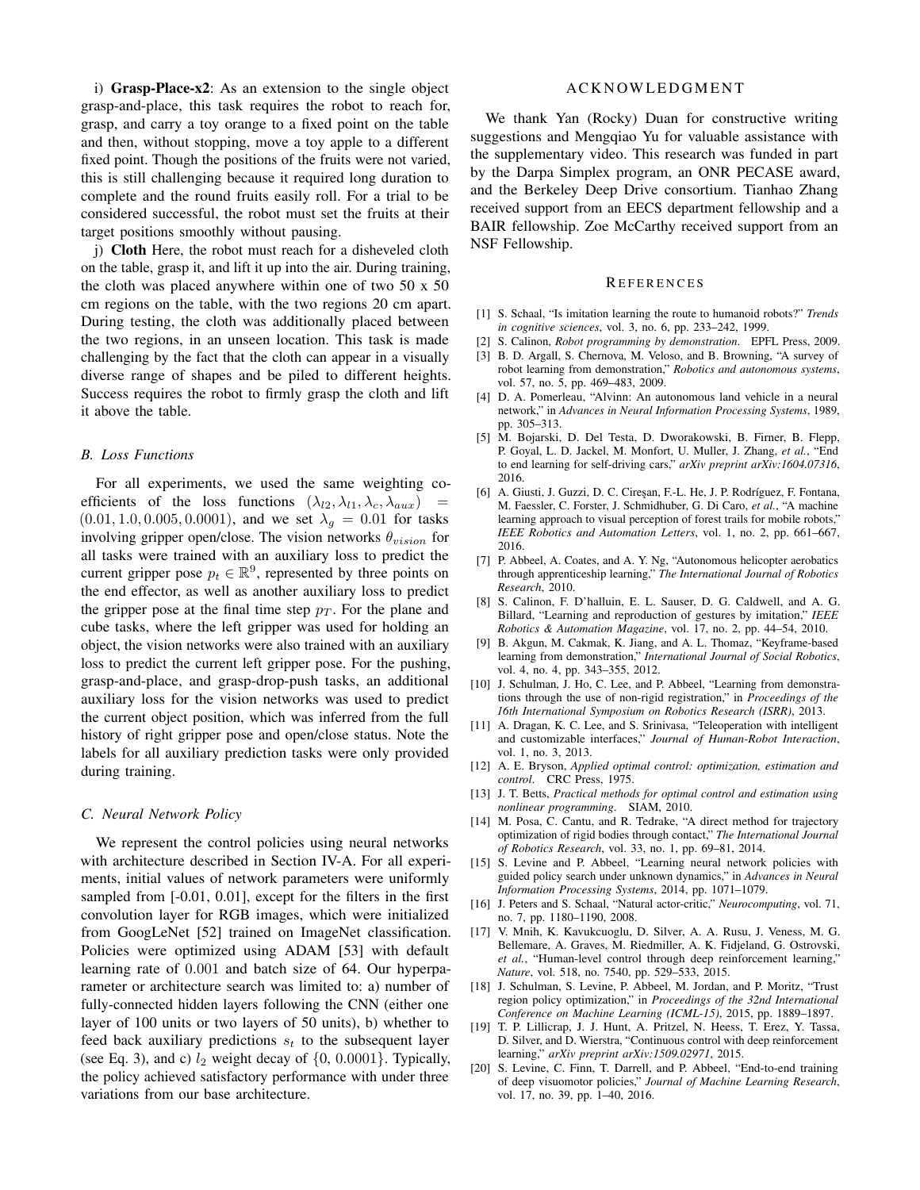i) **Grasp-Place-x2**: As an extension to the single object grasp-and-place, this task requires the robot to reach for, grasp, and carry a toy orange to a fixed point on the table and then, without stopping, move a toy apple to a different fixed point. Though the positions of the fruits were not varied, this is still challenging because it required long duration to complete and the round fruits easily roll. For a trial to be considered successful, the robot must set the fruits at their target positions smoothly without pausing.

j) **Cloth** Here, the robot must reach for a disheveled cloth on the table, grasp it, and lift it up into the air. During training, the cloth was placed anywhere within one of two 50 x 50 cm regions on the table, with the two regions 20 cm apart. During testing, the cloth was additionally placed between the two regions, in an unseen location. This task is made challenging by the fact that the cloth can appear in a visually diverse range of shapes and be piled to different heights. Success requires the robot to firmly grasp the cloth and lift it above the table.

### *B. Loss Functions*

For all experiments, we used the same weighting coefficients of the loss functions $(\lambda_{l2}, \lambda_{l1}, \lambda_c, \lambda_{aux}) = (0.01, 1.0, 0.005, 0.0001)$, and we set $\lambda_g = 0.01$ for tasks involving gripper open/close. The vision networks $\theta_{vision}$ for all tasks were trained with an auxiliary loss to predict the current gripper pose $p_t \in \mathbb{R}^9$, represented by three points on the end effector, as well as another auxiliary loss to predict the gripper pose at the final time step $p_T$. For the plane and cube tasks, where the left gripper was used for holding an object, the vision networks were also trained with an auxiliary loss to predict the current left gripper pose. For the pushing, grasp-and-place, and grasp-drop-push tasks, an additional auxiliary loss for the vision networks was used to predict the current object position, which was inferred from the full history of right gripper pose and open/close status. Note the labels for all auxiliary prediction tasks were only provided during training.

### *C. Neural Network Policy*

We represent the control policies using neural networks with architecture described in Section IV-A. For all experiments, initial values of network parameters were uniformly sampled from [-0.01, 0.01], except for the filters in the first convolution layer for RGB images, which were initialized from GoogLeNet [52] trained on ImageNet classification. Policies were optimized using ADAM [53] with default learning rate of $0.001$ and batch size of 64. Our hyperparameter or architecture search was limited to: a) number of fully-connected hidden layers following the CNN (either one layer of 100 units or two layers of 50 units), b) whether to feed back auxiliary predictions $s_t$ to the subsequent layer (see Eq. 3), and c) $l_2$ weight decay of $\{0, 0.0001\}$. Typically, the policy achieved satisfactory performance with under three variations from our base architecture.

## ACKNOWLEDGMENT

We thank Yan (Rocky) Duan for constructive writing suggestions and Mengqiao Yu for valuable assistance with the supplementary video. This research was funded in part by the Darpa Simplex program, an ONR PECASE award, and the Berkeley Deep Drive consortium. Tianhao Zhang received support from an EECS department fellowship and a BAIR fellowship. Zoe McCarthy received support from an NSF Fellowship.

## REFERENCES

[1] S. Schaal, "Is imitation learning the route to humanoid robots?" *Trends in cognitive sciences*, vol. 3, no. 6, pp. 233–242, 1999.

[2] S. Calinon, *Robot programming by demonstration*. EPFL Press, 2009.

[3] B. D. Argall, S. Chernova, M. Veloso, and B. Browning, "A survey of robot learning from demonstration," *Robotics and autonomous systems*, vol. 57, no. 5, pp. 469–483, 2009.

[4] D. A. Pomerleau, "Alvinn: An autonomous land vehicle in a neural network," in *Advances in Neural Information Processing Systems*, 1989, pp. 305–313.

[5] M. Bojarski, D. Del Testa, D. Dworakowski, B. Firner, B. Flepp, P. Goyal, L. D. Jackel, M. Monfort, U. Muller, J. Zhang, *et al.*, "End to end learning for self-driving cars," *arXiv preprint arXiv:1604.07316*, 2016.

[6] A. Giusti, J. Guzzi, D. C. Cireşan, F.-L. He, J. P. Rodríguez, F. Fontana, M. Faessler, C. Forster, J. Schmidhuber, G. Di Caro, *et al.*, "A machine learning approach to visual perception of forest trails for mobile robots," *IEEE Robotics and Automation Letters*, vol. 1, no. 2, pp. 661–667, 2016.

[7] P. Abbeel, A. Coates, and A. Y. Ng, "Autonomous helicopter aerobatics through apprenticeship learning," *The International Journal of Robotics Research*, 2010.

[8] S. Calinon, F. D'halluin, E. L. Sauser, D. G. Caldwell, and A. G. Billard, "Learning and reproduction of gestures by imitation," *IEEE Robotics & Automation Magazine*, vol. 17, no. 2, pp. 44–54, 2010.

[9] B. Akgun, M. Cakmak, K. Jiang, and A. L. Thomaz, "Keyframe-based learning from demonstration," *International Journal of Social Robotics*, vol. 4, no. 4, pp. 343–355, 2012.

[10] J. Schulman, J. Ho, C. Lee, and P. Abbeel, "Learning from demonstrations through the use of non-rigid registration," in *Proceedings of the 16th International Symposium on Robotics Research (ISRR)*, 2013.

[11] A. Dragan, K. C. Lee, and S. Srinivasa, "Teleoperation with intelligent and customizable interfaces," *Journal of Human-Robot Interaction*, vol. 1, no. 3, 2013.

[12] A. E. Bryson, *Applied optimal control: optimization, estimation and control*. CRC Press, 1975.

[13] J. T. Betts, *Practical methods for optimal control and estimation using nonlinear programming*. SIAM, 2010.

[14] M. Posa, C. Cantu, and R. Tedrake, "A direct method for trajectory optimization of rigid bodies through contact," *The International Journal of Robotics Research*, vol. 33, no. 1, pp. 69–81, 2014.

[15] S. Levine and P. Abbeel, "Learning neural network policies with guided policy search under unknown dynamics," in *Advances in Neural Information Processing Systems*, 2014, pp. 1071–1079.

[16] J. Peters and S. Schaal, "Natural actor-critic," *Neurocomputing*, vol. 71, no. 7, pp. 1180–1190, 2008.

[17] V. Mnih, K. Kavukcuoglu, D. Silver, A. A. Rusu, J. Veness, M. G. Bellemare, A. Graves, M. Riedmiller, A. K. Fidjeland, G. Ostrovski, *et al.*, "Human-level control through deep reinforcement learning," *Nature*, vol. 518, no. 7540, pp. 529–533, 2015.

[18] J. Schulman, S. Levine, P. Abbeel, M. Jordan, and P. Moritz, "Trust region policy optimization," in *Proceedings of the 32nd International Conference on Machine Learning (ICML-15)*, 2015, pp. 1889–1897.

[19] T. P. Lillicrap, J. J. Hunt, A. Pritzel, N. Heess, T. Erez, Y. Tassa, D. Silver, and D. Wierstra, "Continuous control with deep reinforcement learning," *arXiv preprint arXiv:1509.02971*, 2015.

[20] S. Levine, C. Finn, T. Darrell, and P. Abbeel, "End-to-end training of deep visuomotor policies," *Journal of Machine Learning Research*, vol. 17, no. 39, pp. 1–40, 2016.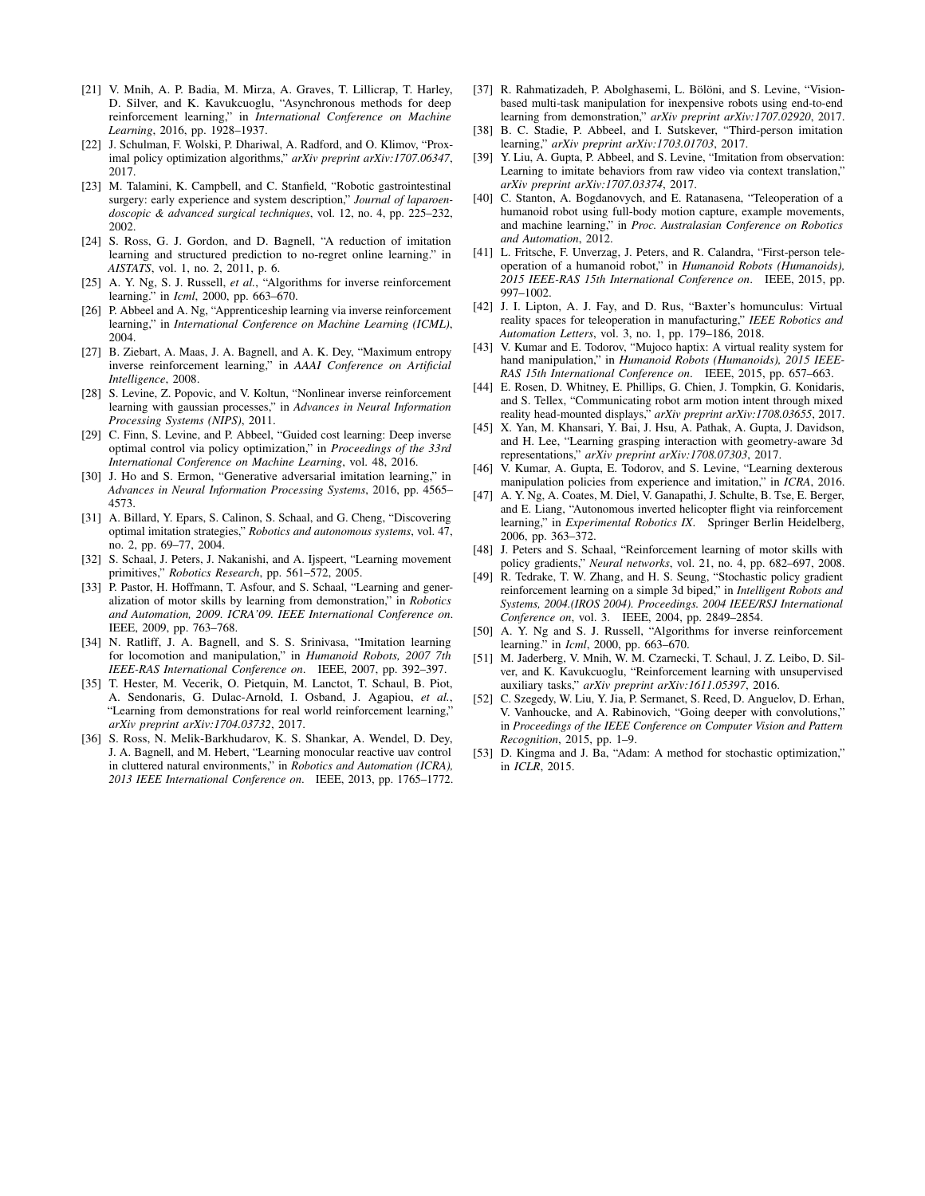[21] V. Mnih, A. P. Badia, M. Mirza, A. Graves, T. Lillicrap, T. Harley, D. Silver, and K. Kavukcuoglu, "Asynchronous methods for deep reinforcement learning," in *International Conference on Machine Learning*, 2016, pp. 1928–1937.

[22] J. Schulman, F. Wolski, P. Dhariwal, A. Radford, and O. Klimov, "Proximal policy optimization algorithms," *arXiv preprint arXiv:1707.06347*, 2017.

[23] M. Talamini, K. Campbell, and C. Stanfield, "Robotic gastrointestinal surgery: early experience and system description," *Journal of laparoendoscopic & advanced surgical techniques*, vol. 12, no. 4, pp. 225–232, 2002.

[24] S. Ross, G. J. Gordon, and D. Bagnell, "A reduction of imitation learning and structured prediction to no-regret online learning." in *AISTATS*, vol. 1, no. 2, 2011, p. 6.

[25] A. Y. Ng, S. J. Russell, *et al.*, "Algorithms for inverse reinforcement learning." in *Icml*, 2000, pp. 663–670.

[26] P. Abbeel and A. Ng, "Apprenticeship learning via inverse reinforcement learning," in *International Conference on Machine Learning (ICML)*, 2004.

[27] B. Ziebart, A. Maas, J. A. Bagnell, and A. K. Dey, "Maximum entropy inverse reinforcement learning," in *AAAI Conference on Artificial Intelligence*, 2008.

[28] S. Levine, Z. Popovic, and V. Koltun, "Nonlinear inverse reinforcement learning with gaussian processes," in *Advances in Neural Information Processing Systems (NIPS)*, 2011.

[29] C. Finn, S. Levine, and P. Abbeel, "Guided cost learning: Deep inverse optimal control via policy optimization," in *Proceedings of the 33rd International Conference on Machine Learning*, vol. 48, 2016.

[30] J. Ho and S. Ermon, "Generative adversarial imitation learning," in *Advances in Neural Information Processing Systems*, 2016, pp. 4565–4573.

[31] A. Billard, Y. Epars, S. Calinon, S. Schaal, and G. Cheng, "Discovering optimal imitation strategies," *Robotics and autonomous systems*, vol. 47, no. 2, pp. 69–77, 2004.

[32] S. Schaal, J. Peters, J. Nakanishi, and A. Ijspeert, "Learning movement primitives," *Robotics Research*, pp. 561–572, 2005.

[33] P. Pastor, H. Hoffmann, T. Asfour, and S. Schaal, "Learning and generalization of motor skills by learning from demonstration," in *Robotics and Automation, 2009. ICRA'09. IEEE International Conference on*. IEEE, 2009, pp. 763–768.

[34] N. Ratliff, J. A. Bagnell, and S. S. Srinivasa, "Imitation learning for locomotion and manipulation," in *Humanoid Robots, 2007 7th IEEE-RAS International Conference on*. IEEE, 2007, pp. 392–397.

[35] T. Hester, M. Vecerik, O. Pietquin, M. Lanctot, T. Schaul, B. Piot, A. Sendonaris, G. Dulac-Arnold, I. Osband, J. Agapiou, *et al.*, "Learning from demonstrations for real world reinforcement learning," *arXiv preprint arXiv:1704.03732*, 2017.

[36] S. Ross, N. Melik-Barkhudarov, K. S. Shankar, A. Wendel, D. Dey, J. A. Bagnell, and M. Hebert, "Learning monocular reactive uav control in cluttered natural environments," in *Robotics and Automation (ICRA), 2013 IEEE International Conference on*. IEEE, 2013, pp. 1765–1772.

[37] R. Rahmatizadeh, P. Abolghasemi, L. Bölöni, and S. Levine, "Vision-based multi-task manipulation for inexpensive robots using end-to-end learning from demonstration," *arXiv preprint arXiv:1707.02920*, 2017.

[38] B. C. Stadie, P. Abbeel, and I. Sutskever, "Third-person imitation learning," *arXiv preprint arXiv:1703.01703*, 2017.

[39] Y. Liu, A. Gupta, P. Abbeel, and S. Levine, "Imitation from observation: Learning to imitate behaviors from raw video via context translation," *arXiv preprint arXiv:1707.03374*, 2017.

[40] C. Stanton, A. Bogdanovych, and E. Ratanasena, "Teleoperation of a humanoid robot using full-body motion capture, example movements, and machine learning," in *Proc. Australasian Conference on Robotics and Automation*, 2012.

[41] L. Fritsche, F. Unverzag, J. Peters, and R. Calandra, "First-person teleoperation of a humanoid robot," in *Humanoid Robots (Humanoids), 2015 IEEE-RAS 15th International Conference on*. IEEE, 2015, pp. 997–1002.

[42] J. I. Lipton, A. J. Fay, and D. Rus, "Baxter's homunculus: Virtual reality spaces for teleoperation in manufacturing," *IEEE Robotics and Automation Letters*, vol. 3, no. 1, pp. 179–186, 2018.

[43] V. Kumar and E. Todorov, "Mujoco haptix: A virtual reality system for hand manipulation," in *Humanoid Robots (Humanoids), 2015 IEEE-RAS 15th International Conference on*. IEEE, 2015, pp. 657–663.

[44] E. Rosen, D. Whitney, E. Phillips, G. Chien, J. Tompkin, G. Konidaris, and S. Tellex, "Communicating robot arm motion intent through mixed reality head-mounted displays," *arXiv preprint arXiv:1708.03655*, 2017.

[45] X. Yan, M. Khansari, Y. Bai, J. Hsu, A. Pathak, A. Gupta, J. Davidson, and H. Lee, "Learning grasping interaction with geometry-aware 3d representations," *arXiv preprint arXiv:1708.07303*, 2017.

[46] V. Kumar, A. Gupta, E. Todorov, and S. Levine, "Learning dexterous manipulation policies from experience and imitation," in *ICRA*, 2016.

[47] A. Y. Ng, A. Coates, M. Diel, V. Ganapathi, J. Schulte, B. Tse, E. Berger, and E. Liang, "Autonomous inverted helicopter flight via reinforcement learning," in *Experimental Robotics IX*. Springer Berlin Heidelberg, 2006, pp. 363–372.

[48] J. Peters and S. Schaal, "Reinforcement learning of motor skills with policy gradients," *Neural networks*, vol. 21, no. 4, pp. 682–697, 2008.

[49] R. Tedrake, T. W. Zhang, and H. S. Seung, "Stochastic policy gradient reinforcement learning on a simple 3d biped," in *Intelligent Robots and Systems, 2004.(IROS 2004). Proceedings. 2004 IEEE/RSJ International Conference on*, vol. 3. IEEE, 2004, pp. 2849–2854.

[50] A. Y. Ng and S. J. Russell, "Algorithms for inverse reinforcement learning." in *Icml*, 2000, pp. 663–670.

[51] M. Jaderberg, V. Mnih, W. M. Czarnecki, T. Schaul, J. Z. Leibo, D. Silver, and K. Kavukcuoglu, "Reinforcement learning with unsupervised auxiliary tasks," *arXiv preprint arXiv:1611.05397*, 2016.

[52] C. Szegedy, W. Liu, Y. Jia, P. Sermanet, S. Reed, D. Anguelov, D. Erhan, V. Vanhoucke, and A. Rabinovich, "Going deeper with convolutions," in *Proceedings of the IEEE Conference on Computer Vision and Pattern Recognition*, 2015, pp. 1–9.

[53] D. Kingma and J. Ba, "Adam: A method for stochastic optimization," in *ICLR*, 2015.